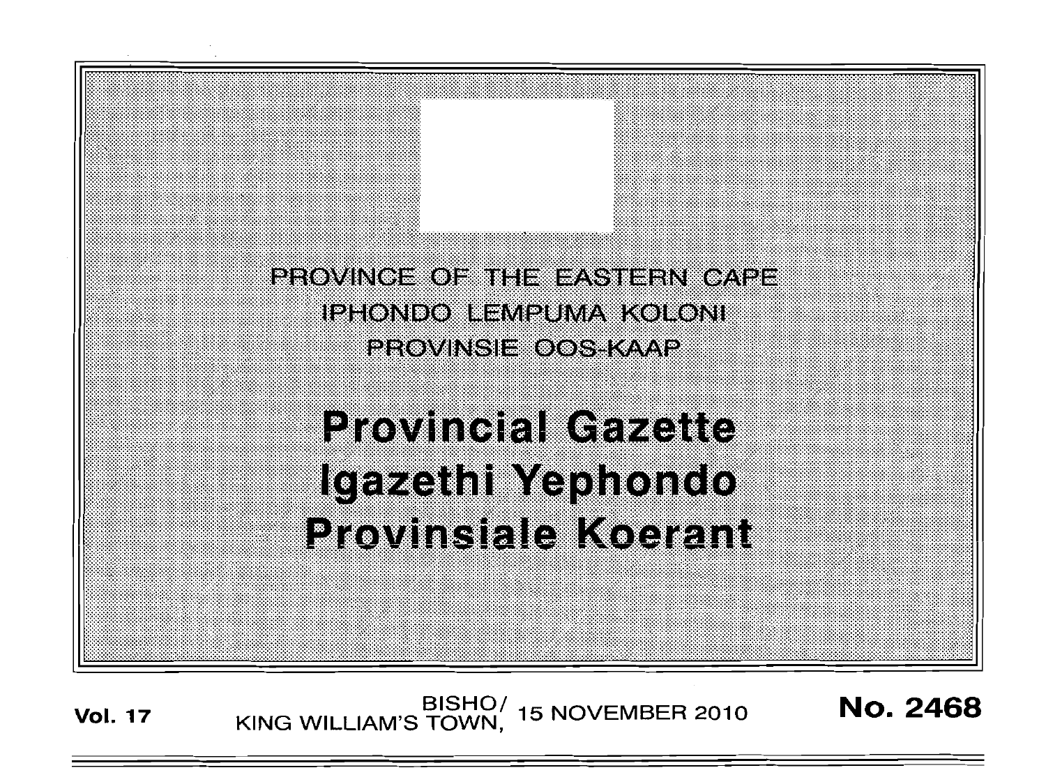PROVINCE OF THE EASTERN CAPE
IPHONDO LEMPUMA KOLONI
PROVINSIE OOS-KAAP

# Provincial Gazette
# Igazethi Yephondo
# Provinsiale Koerant

**Vol. 17** BISHO/ KING WILLIAM'S TOWN, 15 NOVEMBER 2010 **No. 2468**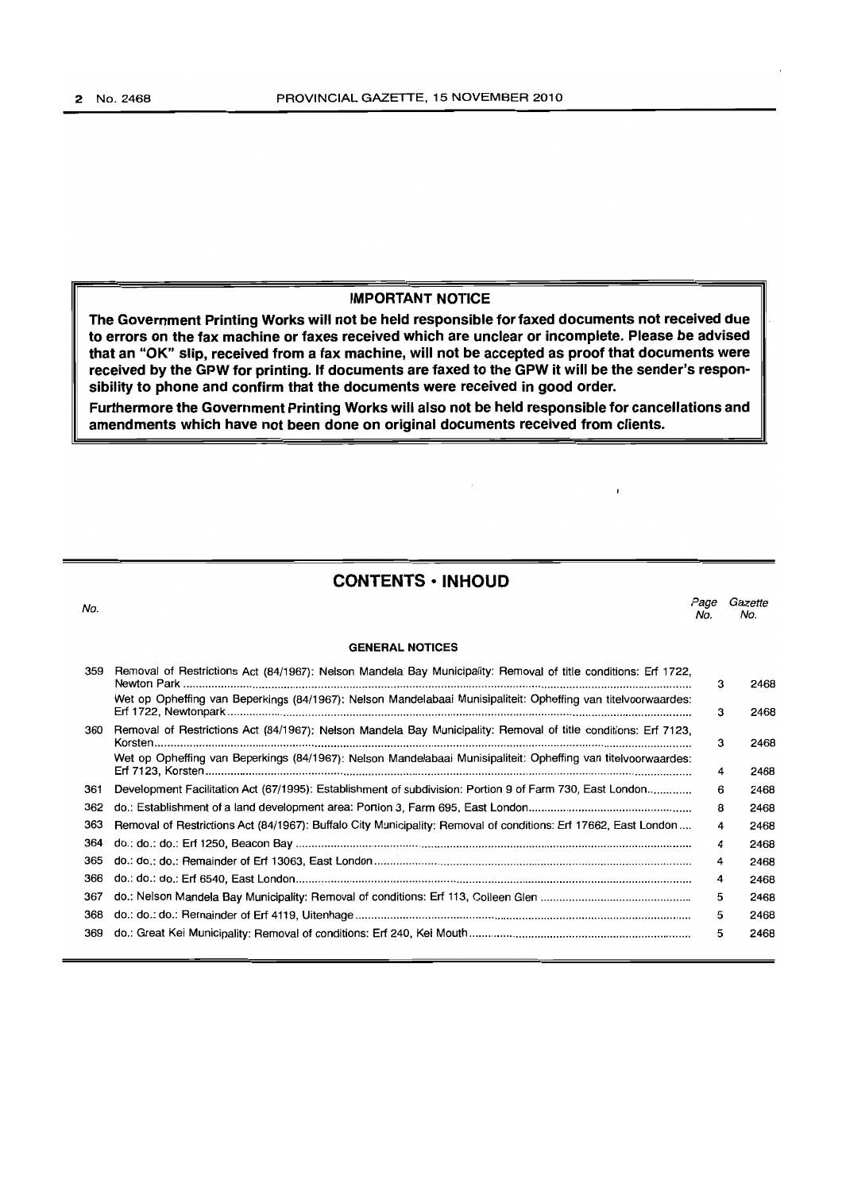**IMPORTANT NOTICE**

**The Government Printing Works will not be held responsible for faxed documents not received due to errors on the fax machine or faxes received which are unclear or incomplete. Please be advised that an "OK" slip, received from a fax machine, will not be accepted as proof that documents were received by the GPW for printing. If documents are faxed to the GPW it will be the sender's responsibility to phone and confirm that the documents were received in good order.**

**Furthermore the Government Printing Works will also not be held responsible for cancellations and amendments which have not been done on original documents received from clients.**

## CONTENTS • INHOUD

| No. | | Page No. | Gazette No. |
|---|---|---|---|
| | **GENERAL NOTICES** | | |
| 359 | Removal of Restrictions Act (84/1967): Nelson Mandela Bay Municipality: Removal of title conditions: Erf 1722, Newton Park | 3 | 2468 |
| | Wet op Opheffing van Beperkings (84/1967): Nelson Mandelabaai Munisipaliteit: Opheffing van titelvoorwaardes: Erf 1722, Newtonpark | 3 | 2468 |
| 360 | Removal of Restrictions Act (84/1967): Nelson Mandela Bay Municipality: Removal of title conditions: Erf 7123, Korsten | 3 | 2468 |
| | Wet op Opheffing van Beperkings (84/1967): Nelson Mandelabaai Munisipaliteit: Opheffing van titelvoorwaardes: Erf 7123, Korsten | 4 | 2468 |
| 361 | Development Facilitation Act (67/1995): Establishment of subdivision: Portion 9 of Farm 730, East London | 6 | 2468 |
| 362 | do.: Establishment of a land development area: Portion 3, Farm 695, East London | 8 | 2468 |
| 363 | Removal of Restrictions Act (84/1967): Buffalo City Municipality: Removal of conditions: Erf 17662, East London | 4 | 2468 |
| 364 | do.: do.: do.: Erf 1250, Beacon Bay | 4 | 2468 |
| 365 | do.: do.: do.: Remainder of Erf 13063, East London | 4 | 2468 |
| 366 | do.: do.: do.: Erf 6540, East London | 4 | 2468 |
| 367 | do.: Nelson Mandela Bay Municipality: Removal of conditions: Erf 113, Colleen Glen | 5 | 2468 |
| 368 | do.: do.: do.: Remainder of Erf 4119, Uitenhage | 5 | 2468 |
| 369 | do.: Great Kei Municipality: Removal of conditions: Erf 240, Kei Mouth | 5 | 2468 |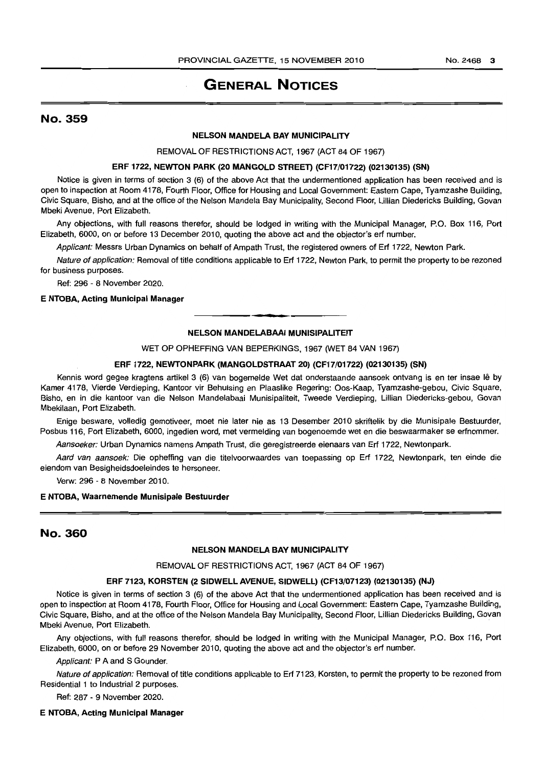# GENERAL NOTICES

## No. 359

**NELSON MANDELA BAY MUNICIPALITY**

REMOVAL OF RESTRICTIONS ACT, 1967 (ACT 84 OF 1967)

**ERF 1722, NEWTON PARK (20 MANGOLD STREET) (CF17/01722) (02130135) (SN)**

Notice is given in terms of section 3 (6) of the above Act that the undermentioned application has been received and is open to inspection at Room 4178, Fourth Floor, Office for Housing and Local Government: Eastern Cape, Tyamzashe Building, Civic Square, Bisho, and at the office of the Nelson Mandela Bay Municipality, Second Floor, Lillian Diedericks Building, Govan Mbeki Avenue, Port Elizabeth.

Any objections, with full reasons therefor, should be lodged in writing with the Municipal Manager, P.O. Box 116, Port Elizabeth, 6000, on or before 13 December 2010, quoting the above act and the objector's erf number.

*Applicant:* Messrs Urban Dynamics on behalf of Ampath Trust, the registered owners of Erf 1722, Newton Park.

*Nature of application:* Removal of title conditions applicable to Erf 1722, Newton Park, to permit the property to be rezoned for business purposes.

Ref: 296 - 8 November 2020.

**E NTOBA, Acting Municipal Manager**

---

**NELSON MANDELABAAI MUNISIPALITEIT**

WET OP OPHEFFING VAN BEPERKINGS, 1967 (WET 84 VAN 1967)

**ERF 1722, NEWTONPARK (MANGOLDSTRAAT 20) (CF17/01722) (02130135) (SN)**

Kennis word gegee kragtens artikel 3 (6) van bogemelde Wet dat onderstaande aansoek ontvang is en ter insae lê by Kamer 4178, Vierde Verdieping, Kantoor vir Behuising en Plaaslike Regering: Oos-Kaap, Tyamzashe-gebou, Civic Square, Bisho, en in die kantoor van die Nelson Mandelabaai Munisipaliteit, Tweede Verdieping, Lillian Diedericks-gebou, Govan Mbekilaan, Port Elizabeth.

Enige besware, volledig gemotiveer, moet nie later nie as 13 Desember 2010 skriftelik by die Munisipale Bestuurder, Posbus 116, Port Elizabeth, 6000, ingedien word, met vermelding van bogenoemde wet en die beswaarmaker se erfnommer.

*Aansoeker:* Urban Dynamics namens Ampath Trust, die geregistreerde eienaars van Erf 1722, Newtonpark.

*Aard van aansoek:* Die opheffing van die titelvoorwaardes van toepassing op Erf 1722, Newtonpark, ten einde die eiendom van Besigheidsdoeleindes te hersoneer.

Verw: 296 - 8 November 2010.

**E NTOBA, Waarnemende Munisipale Bestuurder**

---

## No. 360

**NELSON MANDELA BAY MUNICIPALITY**

REMOVAL OF RESTRICTIONS ACT, 1967 (ACT 84 OF 1967)

**ERF 7123, KORSTEN (2 SIDWELL AVENUE, SIDWELL) (CF13/07123) (02130135) (NJ)**

Notice is given in terms of section 3 (6) of the above Act that the undermentioned application has been received and is open to inspection at Room 4178, Fourth Floor, Office for Housing and Local Government: Eastern Cape, Tyamzashe Building, Civic Square, Bisho, and at the office of the Nelson Mandela Bay Municipality, Second Floor, Lillian Diedericks Building, Govan Mbeki Avenue, Port Elizabeth.

Any objections, with full reasons therefor, should be lodged in writing with the Municipal Manager, P.O. Box 116, Port Elizabeth, 6000, on or before 29 November 2010, quoting the above act and the objector's erf number.

*Applicant:* P A and S Gounder.

*Nature of application:* Removal of title conditions applicable to Erf 7123, Korsten, to permit the property to be rezoned from Residential 1 to Industrial 2 purposes.

Ref: 287 - 9 November 2020.

**E NTOBA, Acting Municipal Manager**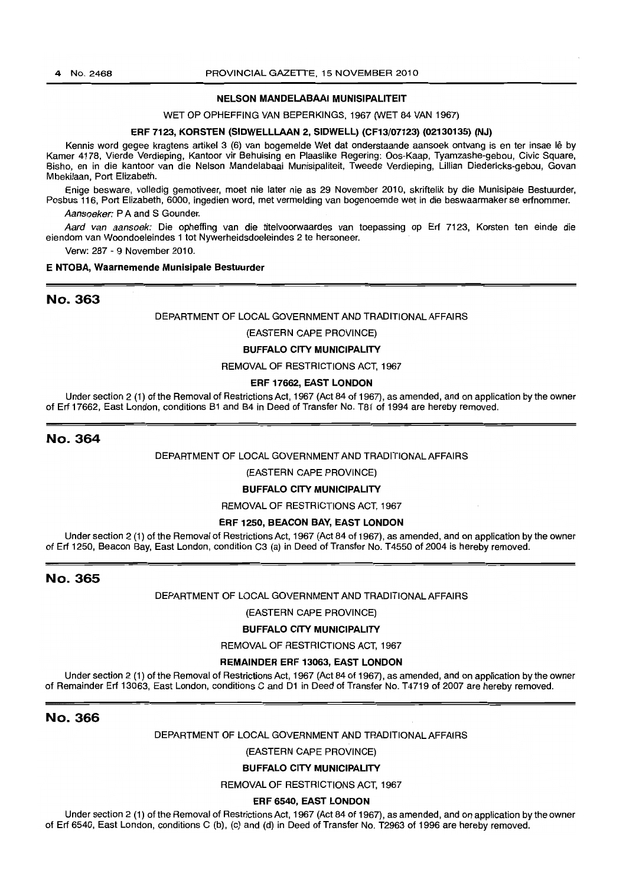**NELSON MANDELABAAI MUNISIPALITEIT**

WET OP OPHEFFING VAN BEPERKINGS, 1967 (WET 84 VAN 1967)

**ERF 7123, KORSTEN (SIDWELLLAAN 2, SIDWELL) (CF13/07123) (02130135) (NJ)**

Kennis word gegee kragtens artikel 3 (6) van bogemelde Wet dat onderstaande aansoek ontvang is en ter insae lê by Kamer 4178, Vierde Verdieping, Kantoor vir Behuising en Plaaslike Regering: Oos-Kaap, Tyamzashe-gebou, Civic Square, Bisho, en in die kantoor van die Nelson Mandelabaai Munisipaliteit, Tweede Verdieping, Lillian Diedericks-gebou, Govan Mbekilaan, Port Elizabeth.

Enige besware, volledig gemotiveer, moet nie later nie as 29 November 2010, skriftelik by die Munisipale Bestuurder, Posbus 116, Port Elizabeth, 6000, ingedien word, met vermelding van bogenoemde wet in die beswaarmaker se erfnommer.

*Aansoeker:* P A and S Gounder.

*Aard van aansoek:* Die opheffing van die titelvoorwaardes van toepassing op Erf 7123, Korsten ten einde die eiendom van Woondoeleindes 1 tot Nywerheidsdoeleindes 2 te hersoneer.

Verw: 287 - 9 November 2010.

**E NTOBA, Waarnemende Munisipale Bestuurder**

## No. 363

DEPARTMENT OF LOCAL GOVERNMENT AND TRADITIONAL AFFAIRS

(EASTERN CAPE PROVINCE)

**BUFFALO CITY MUNICIPALITY**

REMOVAL OF RESTRICTIONS ACT, 1967

**ERF 17662, EAST LONDON**

Under section 2 (1) of the Removal of Restrictions Act, 1967 (Act 84 of 1967), as amended, and on application by the owner of Erf 17662, East London, conditions B1 and B4 in Deed of Transfer No. T81 of 1994 are hereby removed.

## No. 364

DEPARTMENT OF LOCAL GOVERNMENT AND TRADITIONAL AFFAIRS

(EASTERN CAPE PROVINCE)

**BUFFALO CITY MUNICIPALITY**

REMOVAL OF RESTRICTIONS ACT, 1967

**ERF 1250, BEACON BAY, EAST LONDON**

Under section 2 (1) of the Removal of Restrictions Act, 1967 (Act 84 of 1967), as amended, and on application by the owner of Erf 1250, Beacon Bay, East London, condition C3 (a) in Deed of Transfer No. T4550 of 2004 is hereby removed.

## No. 365

DEPARTMENT OF LOCAL GOVERNMENT AND TRADITIONAL AFFAIRS

(EASTERN CAPE PROVINCE)

**BUFFALO CITY MUNICIPALITY**

REMOVAL OF RESTRICTIONS ACT, 1967

**REMAINDER ERF 13063, EAST LONDON**

Under section 2 (1) of the Removal of Restrictions Act, 1967 (Act 84 of 1967), as amended, and on application by the owner of Remainder Erf 13063, East London, conditions C and D1 in Deed of Transfer No. T4719 of 2007 are hereby removed.

## No. 366

DEPARTMENT OF LOCAL GOVERNMENT AND TRADITIONAL AFFAIRS

(EASTERN CAPE PROVINCE)

**BUFFALO CITY MUNICIPALITY**

REMOVAL OF RESTRICTIONS ACT, 1967

**ERF 6540, EAST LONDON**

Under section 2 (1) of the Removal of Restrictions Act, 1967 (Act 84 of 1967), as amended, and on application by the owner of Erf 6540, East London, conditions C (b), (c) and (d) in Deed of Transfer No. T2963 of 1996 are hereby removed.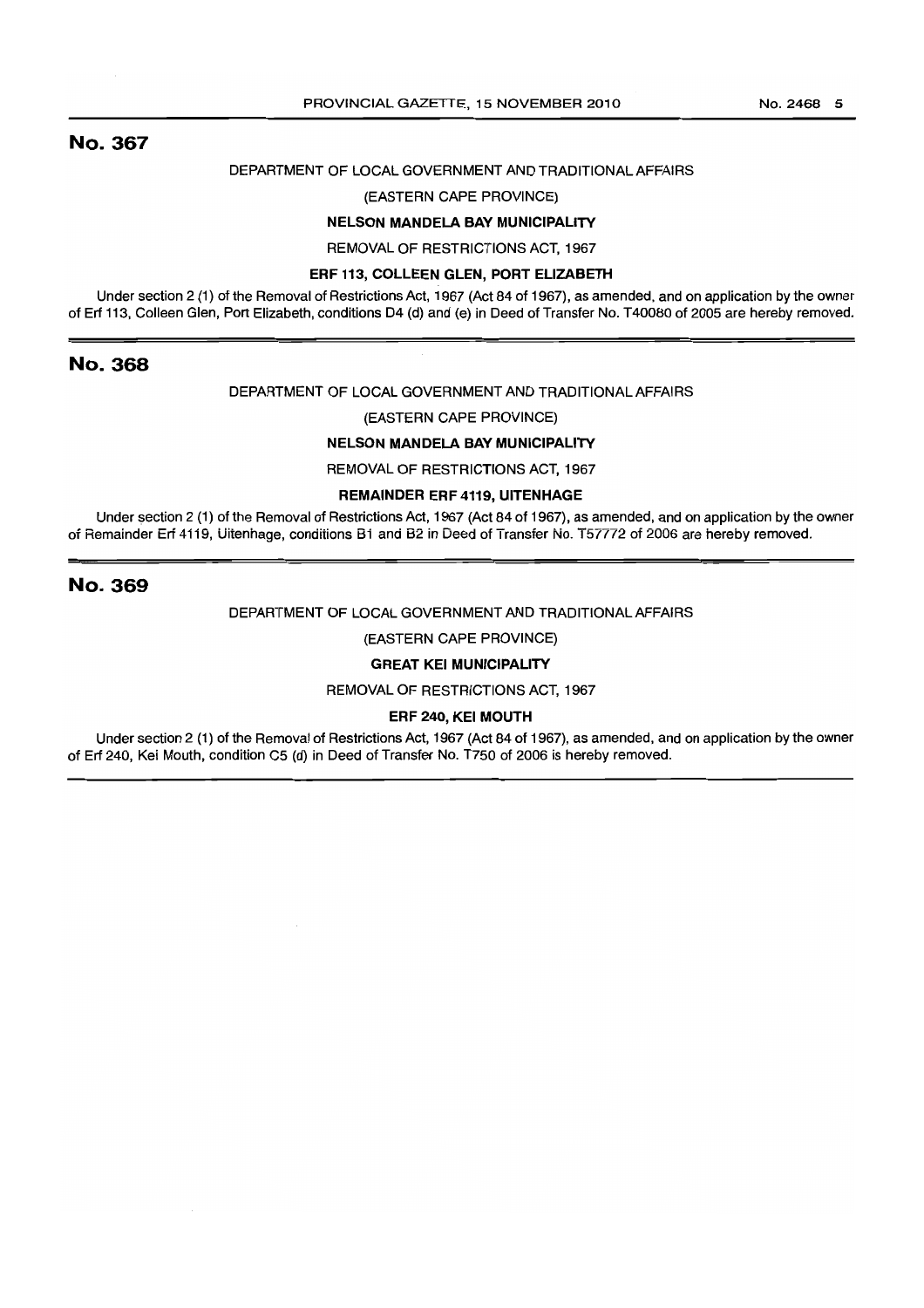## No. 367

DEPARTMENT OF LOCAL GOVERNMENT AND TRADITIONAL AFFAIRS

(EASTERN CAPE PROVINCE)

**NELSON MANDELA BAY MUNICIPALITY**

REMOVAL OF RESTRICTIONS ACT, 1967

**ERF 113, COLLEEN GLEN, PORT ELIZABETH**

Under section 2 (1) of the Removal of Restrictions Act, 1967 (Act 84 of 1967), as amended, and on application by the owner of Erf 113, Colleen Glen, Port Elizabeth, conditions D4 (d) and (e) in Deed of Transfer No. T40080 of 2005 are hereby removed.

## No. 368

DEPARTMENT OF LOCAL GOVERNMENT AND TRADITIONAL AFFAIRS

(EASTERN CAPE PROVINCE)

**NELSON MANDELA BAY MUNICIPALITY**

REMOVAL OF RESTRICTIONS ACT, 1967

**REMAINDER ERF 4119, UITENHAGE**

Under section 2 (1) of the Removal of Restrictions Act, 1967 (Act 84 of 1967), as amended, and on application by the owner of Remainder Erf 4119, Uitenhage, conditions B1 and B2 in Deed of Transfer No. T57772 of 2006 are hereby removed.

## No. 369

DEPARTMENT OF LOCAL GOVERNMENT AND TRADITIONAL AFFAIRS

(EASTERN CAPE PROVINCE)

**GREAT KEI MUNICIPALITY**

REMOVAL OF RESTRICTIONS ACT, 1967

**ERF 240, KEI MOUTH**

Under section 2 (1) of the Removal of Restrictions Act, 1967 (Act 84 of 1967), as amended, and on application by the owner of Erf 240, Kei Mouth, condition C5 (d) in Deed of Transfer No. T750 of 2006 is hereby removed.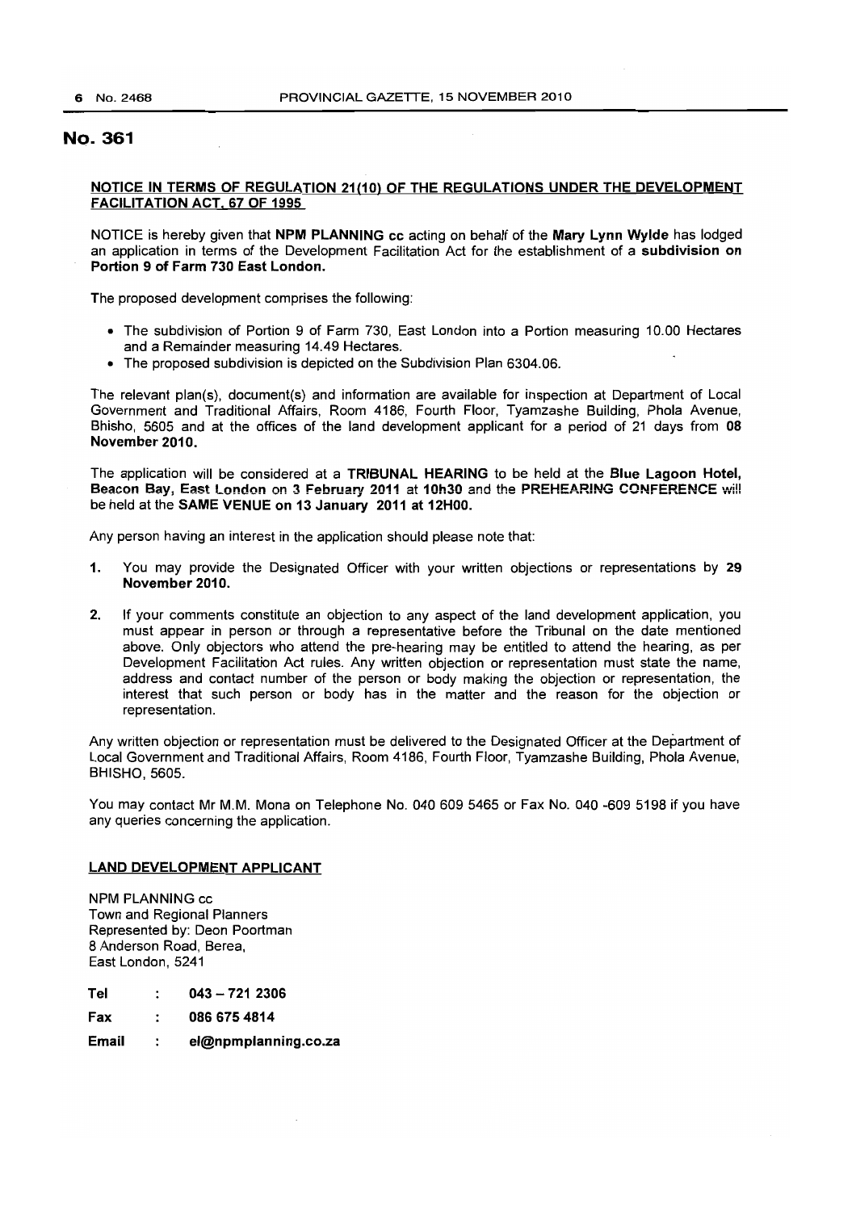## No. 361

**NOTICE IN TERMS OF REGULATION 21(10) OF THE REGULATIONS UNDER THE DEVELOPMENT FACILITATION ACT, 67 OF 1995**

NOTICE is hereby given that **NPM PLANNING cc** acting on behalf of the **Mary Lynn Wylde** has lodged an application in terms of the Development Facilitation Act for the establishment of a **subdivision on Portion 9 of Farm 730 East London.**

The proposed development comprises the following:

- The subdivision of Portion 9 of Farm 730, East London into a Portion measuring 10.00 Hectares and a Remainder measuring 14.49 Hectares.
- The proposed subdivision is depicted on the Subdivision Plan 6304.06.

The relevant plan(s), document(s) and information are available for inspection at Department of Local Government and Traditional Affairs, Room 4186, Fourth Floor, Tyamzashe Building, Phola Avenue, Bhisho, 5605 and at the offices of the land development applicant for a period of 21 days from **08 November 2010.**

The application will be considered at a **TRIBUNAL HEARING** to be held at the **Blue Lagoon Hotel, Beacon Bay, East London** on **3 February 2011** at **10h30** and the **PREHEARING CONFERENCE** will be held at the **SAME VENUE on 13 January 2011 at 12H00.**

Any person having an interest in the application should please note that:

1. You may provide the Designated Officer with your written objections or representations by **29 November 2010.**
2. If your comments constitute an objection to any aspect of the land development application, you must appear in person or through a representative before the Tribunal on the date mentioned above. Only objectors who attend the pre-hearing may be entitled to attend the hearing, as per Development Facilitation Act rules. Any written objection or representation must state the name, address and contact number of the person or body making the objection or representation, the interest that such person or body has in the matter and the reason for the objection or representation.

Any written objection or representation must be delivered to the Designated Officer at the Department of Local Government and Traditional Affairs, Room 4186, Fourth Floor, Tyamzashe Building, Phola Avenue, BHISHO, 5605.

You may contact Mr M.M. Mona on Telephone No. 040 609 5465 or Fax No. 040 -609 5198 if you have any queries concerning the application.

**LAND DEVELOPMENT APPLICANT**

NPM PLANNING cc
Town and Regional Planners
Represented by: Deon Poortman
8 Anderson Road, Berea,
East London, 5241

**Tel** : **043 – 721 2306**

**Fax** : **086 675 4814**

**Email** : **el@npmplanning.co.za**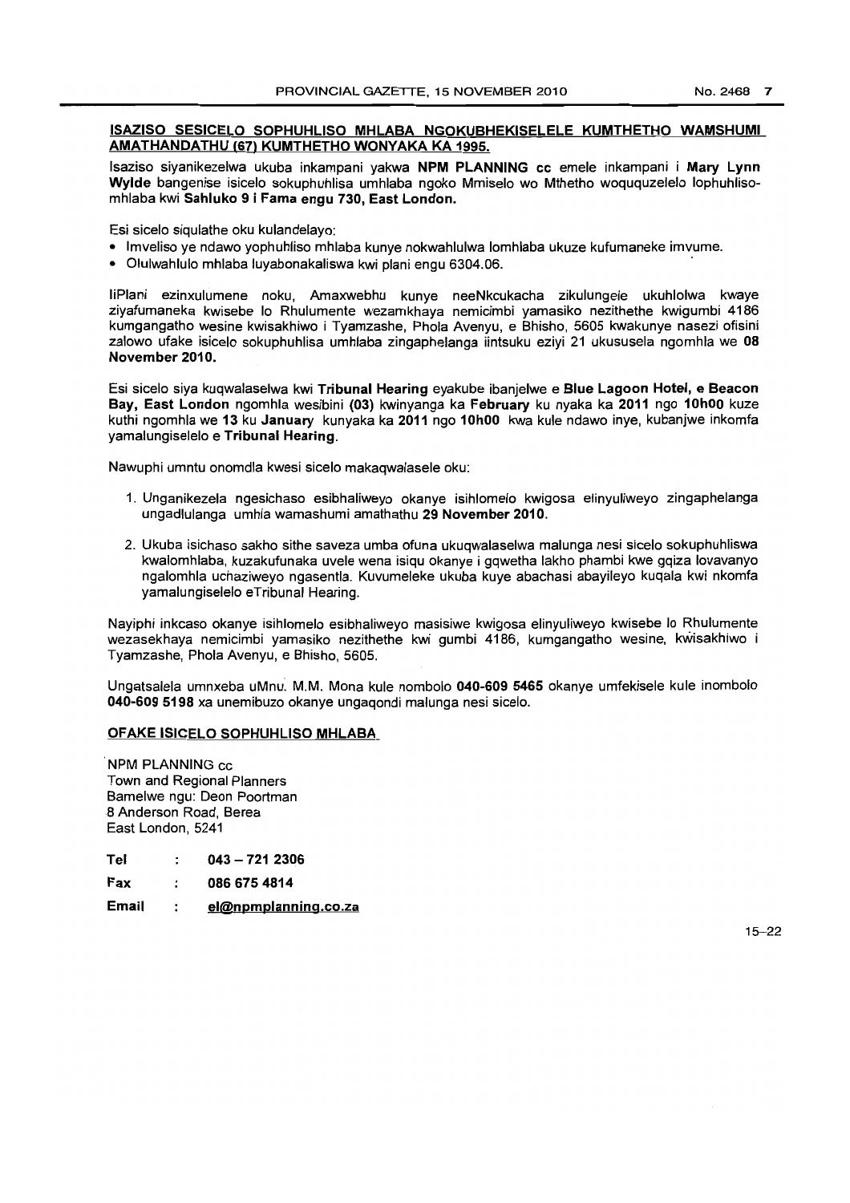## ISAZISO SESICELO SOPHUHLISO MHLABA NGOKUBHEKISELELE KUMTHETHO WAMSHUMI AMATHANDATHU (67) KUMTHETHO WONYAKA KA 1995.

Isaziso siyanikezelwa ukuba inkampani yakwa **NPM PLANNING cc** emele inkampani i **Mary Lynn Wylde** bangenise isicelo sokuphuhlisa umhlaba ngoko Mmiselo wo Mthetho woququzelelo lophuhliso-mhlaba kwi **Sahluko 9 i Fama engu 730, East London.**

Esi sicelo siqulathe oku kulandelayo:

- Imveliso ye ndawo yophuhliso mhlaba kunye nokwahlulwa lomhlaba ukuze kufumaneke imvume.
- Olulwahlulo mhlaba luyabonakaliswa kwi plani engu 6304.06.

IiPlani ezinxulumene noku, Amaxwebhu kunye neeNkcukacha zikulungele ukuhlolwa kwaye ziyafumaneka kwisebe lo Rhulumente wezamkhaya nemicimbi yamasiko nezithethe kwigumbi 4186 kumgangatho wesine kwisakhiwo i Tyamzashe, Phola Avenyu, e Bhisho, 5605 kwakunye nasezi ofisini zalowo ufake isicelo sokuphuhlisa umhlaba zingaphelanga iintsuku eziyi 21 ukususela ngomhla we **08 November 2010.**

Esi sicelo siya kuqwalaselwa kwi **Tribunal Hearing** eyakube ibanjelwe e **Blue Lagoon Hotel, e Beacon Bay, East London** ngomhla wesibini **(03)** kwinyanga ka **February** ku nyaka ka **2011** ngo **10h00** kuze kuthi ngomhla we **13** ku **January** kunyaka ka **2011** ngo **10h00** kwa kule ndawo inye, kubanjwe inkomfa yamalungiselelo e **Tribunal Hearing.**

Nawuphi umntu onomdla kwesi sicelo makaqwalasele oku:

1. Unganikezela ngesichaso esibhaliweyo okanye isihlomelo kwigosa elinyuliweyo zingaphelanga ungadlulanga umhla wamashumi amathathu **29 November 2010.**
2. Ukuba isichaso sakho sithe saveza umba ofuna ukuqwalaselwa malunga nesi sicelo sokuphuhliswa kwalomhlaba, kuzakufunaka uvele wena isiqu okanye i gqwetha lakho phambi kwe gqiza lovavanyo ngalomhla uchaziweyo ngasentla. Kuvumeleke ukuba kuye abachasi abayileyo kuqala kwi nkomfa yamalungiselelo eTribunal Hearing.

Nayiphi inkcaso okanye isihlomelo esibhaliweyo masisiwe kwigosa elinyuliweyo kwisebe lo Rhulumente wezasekhaya nemicimbi yamasiko nezithethe kwi gumbi 4186, kumgangatho wesine, kwisakhiwo i Tyamzashe, Phola Avenyu, e Bhisho, 5605.

Ungatsalela umnxeba uMnu. M.M. Mona kule nombolo **040-609 5465** okanye umfekisele kule inombolo **040-609 5198** xa unemibuzo okanye ungaqondi malunga nesi sicelo.

## OFAKE ISICELO SOPHUHLISO MHLABA

NPM PLANNING cc
Town and Regional Planners
Bamelwe ngu: Deon Poortman
8 Anderson Road, Berea
East London, 5241

| | | |
|---|---|---|
| Tel | : | **043 – 721 2306** |
| Fax | : | **086 675 4814** |
| Email | : | **el@npmplanning.co.za** |

15–22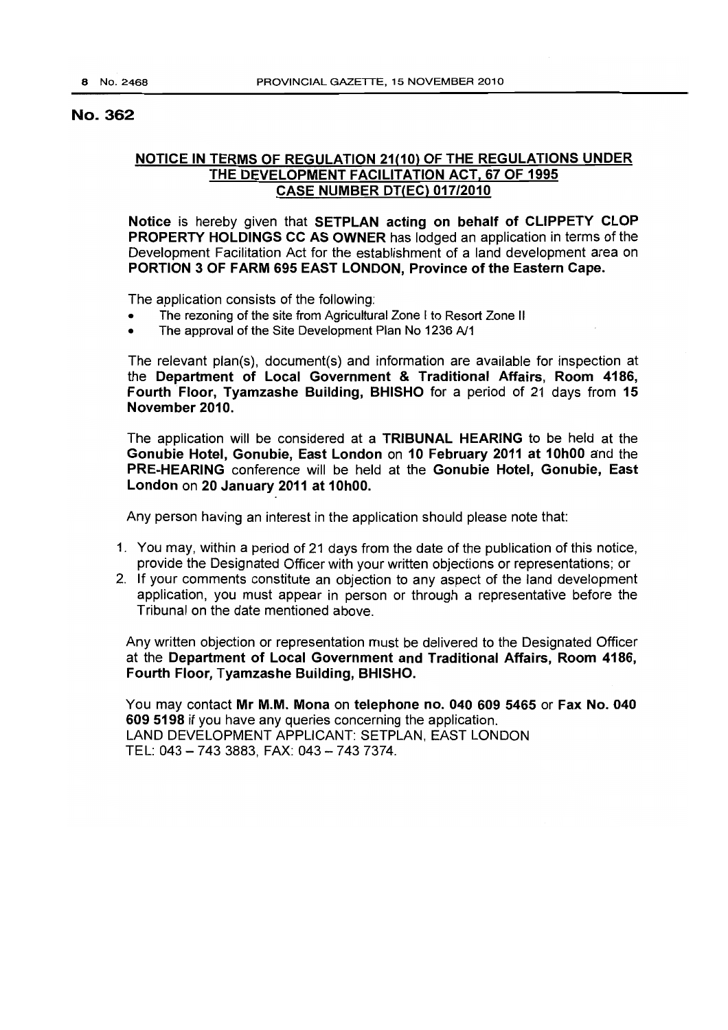## No. 362

**NOTICE IN TERMS OF REGULATION 21(10) OF THE REGULATIONS UNDER THE DEVELOPMENT FACILITATION ACT, 67 OF 1995 CASE NUMBER DT(EC) 017/2010**

**Notice** is hereby given that **SETPLAN acting on behalf of CLIPPETY CLOP PROPERTY HOLDINGS CC AS OWNER** has lodged an application in terms of the Development Facilitation Act for the establishment of a land development area on **PORTION 3 OF FARM 695 EAST LONDON, Province of the Eastern Cape.**

The application consists of the following:

- The rezoning of the site from Agricultural Zone I to Resort Zone II
- The approval of the Site Development Plan No 1236 A/1

The relevant plan(s), document(s) and information are available for inspection at the **Department of Local Government & Traditional Affairs, Room 4186, Fourth Floor, Tyamzashe Building, BHISHO** for a period of 21 days from **15 November 2010.**

The application will be considered at a **TRIBUNAL HEARING** to be held at the **Gonubie Hotel, Gonubie, East London** on **10 February 2011 at 10h00** and the **PRE-HEARING** conference will be held at the **Gonubie Hotel, Gonubie, East London** on **20 January 2011 at 10h00.**

Any person having an interest in the application should please note that:

1. You may, within a period of 21 days from the date of the publication of this notice, provide the Designated Officer with your written objections or representations; or
2. If your comments constitute an objection to any aspect of the land development application, you must appear in person or through a representative before the Tribunal on the date mentioned above.

Any written objection or representation must be delivered to the Designated Officer at the **Department of Local Government and Traditional Affairs, Room 4186, Fourth Floor, Tyamzashe Building, BHISHO.**

You may contact **Mr M.M. Mona** on **telephone no. 040 609 5465** or **Fax No. 040 609 5198** if you have any queries concerning the application.
LAND DEVELOPMENT APPLICANT: SETPLAN, EAST LONDON
TEL: 043 – 743 3883, FAX: 043 – 743 7374.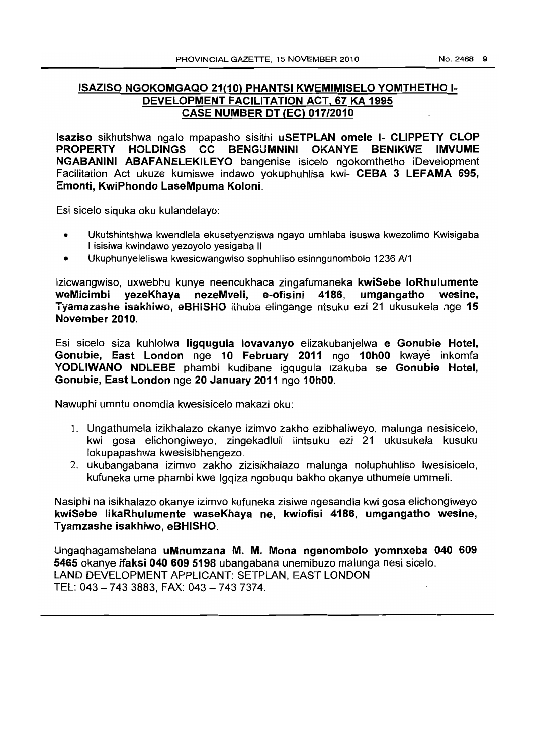## ISAZISO NGOKOMGAQO 21(10) PHANTSI KWEMIMISELO YOMTHETHO I-DEVELOPMENT FACILITATION ACT, 67 KA 1995
## CASE NUMBER DT (EC) 017/2010

**Isaziso** sikhutshwa ngalo mpapasho sisithi **uSETPLAN omele I- CLIPPETY CLOP PROPERTY HOLDINGS CC BENGUMNINI OKANYE BENIKWE IMVUME NGABANINI ABAFANELEKILEYO** bangenise isicelo ngokomthetho iDevelopment Facilitation Act ukuze kumiswe indawo yokuphuhlisa kwi- **CEBA 3 LEFAMA 695, Emonti, KwiPhondo LaseMpuma Koloni**.

Esi sicelo siquka oku kulandelayo:

- Ukutshintshwa kwendlela ekusetyenziswa ngayo umhlaba isuswa kwezolimo Kwisigaba I isisiwa kwindawo yezoyolo yesigaba II
- Ukuphunyeleliswa kwesicwangwiso sophuhliso esinngunombolo 1236 A/1

Izicwangwiso, uxwebhu kunye neencukhaca zingafumaneka **kwiSebe loRhulumente weMicimbi yezeKhaya nezeMveli, e-ofisini 4186, umgangatho wesine, Tyamazashe isakhiwo, eBHISHO** ithuba elingange ntsuku ezi 21 ukusukela nge **15 November 2010.**

Esi sicelo siza kuhlolwa **ligqugula lovavanyo** elizakubanjelwa **e Gonubie Hotel, Gonubie, East London** nge **10 February 2011** ngo **10h00** kwaye inkomfa **YODLIWANO NDLEBE** phambi kudibane igqugula izakuba **se Gonubie Hotel, Gonubie, East London** nge **20 January 2011** ngo **10h00**.

Nawuphi umntu onomdla kwesisicelo makazi oku:

1. Ungathumela izikhalazo okanye izimvo zakho ezibhaliweyo, malunga nesisicelo, kwi gosa elichongiweyo, zingekadluli iintsuku ezi 21 ukusukela kusuku lokupapashwa kwesisibhengezo.
2. ukubangabana izimvo zakho zizisikhalazo malunga noluphuhliso lwesisicelo, kufuneka ume phambi kwe Igqiza ngobuqu bakho okanye uthumele ummeli.

Nasiphi na isikhalazo okanye izimvo kufuneka zisiwe ngesandla kwi gosa elichongiweyo **kwiSebe likaRhulumente waseKhaya ne, kwiofisi 4186, umgangatho wesine, Tyamzashe isakhiwo, eBHISHO**.

Ungaqhagamshelana **uMnumzana M. M. Mona ngenombolo yomnxeba 040 609 5465** okanye **ifaksi 040 609 5198** ubangabana unemibuzo malunga nesi sicelo.
LAND DEVELOPMENT APPLICANT: SETPLAN, EAST LONDON
TEL: 043 – 743 3883, FAX: 043 – 743 7374.